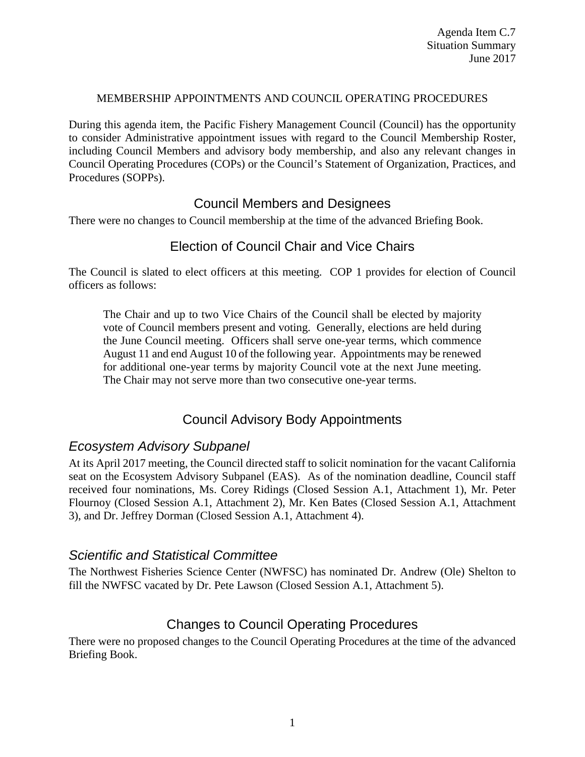Agenda Item C.7
Situation Summary
June 2017

MEMBERSHIP APPOINTMENTS AND COUNCIL OPERATING PROCEDURES

During this agenda item, the Pacific Fishery Management Council (Council) has the opportunity to consider Administrative appointment issues with regard to the Council Membership Roster, including Council Members and advisory body membership, and also any relevant changes in Council Operating Procedures (COPs) or the Council's Statement of Organization, Practices, and Procedures (SOPPs).

## Council Members and Designees

There were no changes to Council membership at the time of the advanced Briefing Book.

## Election of Council Chair and Vice Chairs

The Council is slated to elect officers at this meeting. COP 1 provides for election of Council officers as follows:

> The Chair and up to two Vice Chairs of the Council shall be elected by majority vote of Council members present and voting. Generally, elections are held during the June Council meeting. Officers shall serve one-year terms, which commence August 11 and end August 10 of the following year. Appointments may be renewed for additional one-year terms by majority Council vote at the next June meeting. The Chair may not serve more than two consecutive one-year terms.

## Council Advisory Body Appointments

### *Ecosystem Advisory Subpanel*

At its April 2017 meeting, the Council directed staff to solicit nomination for the vacant California seat on the Ecosystem Advisory Subpanel (EAS). As of the nomination deadline, Council staff received four nominations, Ms. Corey Ridings (Closed Session A.1, Attachment 1), Mr. Peter Flournoy (Closed Session A.1, Attachment 2), Mr. Ken Bates (Closed Session A.1, Attachment 3), and Dr. Jeffrey Dorman (Closed Session A.1, Attachment 4).

### *Scientific and Statistical Committee*

The Northwest Fisheries Science Center (NWFSC) has nominated Dr. Andrew (Ole) Shelton to fill the NWFSC vacated by Dr. Pete Lawson (Closed Session A.1, Attachment 5).

## Changes to Council Operating Procedures

There were no proposed changes to the Council Operating Procedures at the time of the advanced Briefing Book.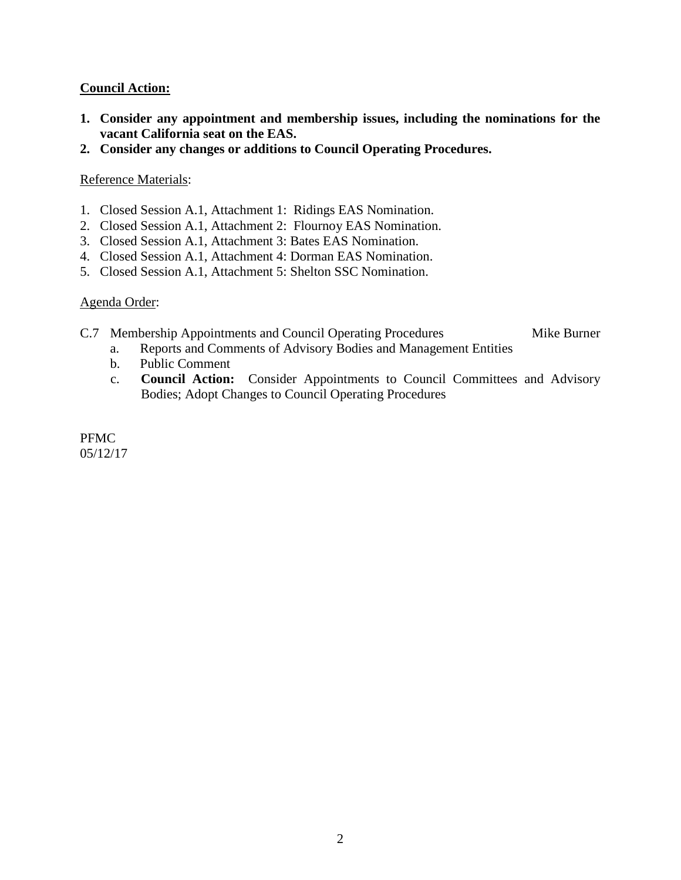<u>**Council Action:**</u>

1. **Consider any appointment and membership issues, including the nominations for the vacant California seat on the EAS.**
2. **Consider any changes or additions to Council Operating Procedures.**

<u>Reference Materials</u>:

1. Closed Session A.1, Attachment 1: Ridings EAS Nomination.
2. Closed Session A.1, Attachment 2: Flournoy EAS Nomination.
3. Closed Session A.1, Attachment 3: Bates EAS Nomination.
4. Closed Session A.1, Attachment 4: Dorman EAS Nomination.
5. Closed Session A.1, Attachment 5: Shelton SSC Nomination.

<u>Agenda Order</u>:

C.7 Membership Appointments and Council Operating Procedures — Mike Burner

a. Reports and Comments of Advisory Bodies and Management Entities
b. Public Comment
c. **Council Action:** Consider Appointments to Council Committees and Advisory Bodies; Adopt Changes to Council Operating Procedures

PFMC
05/12/17